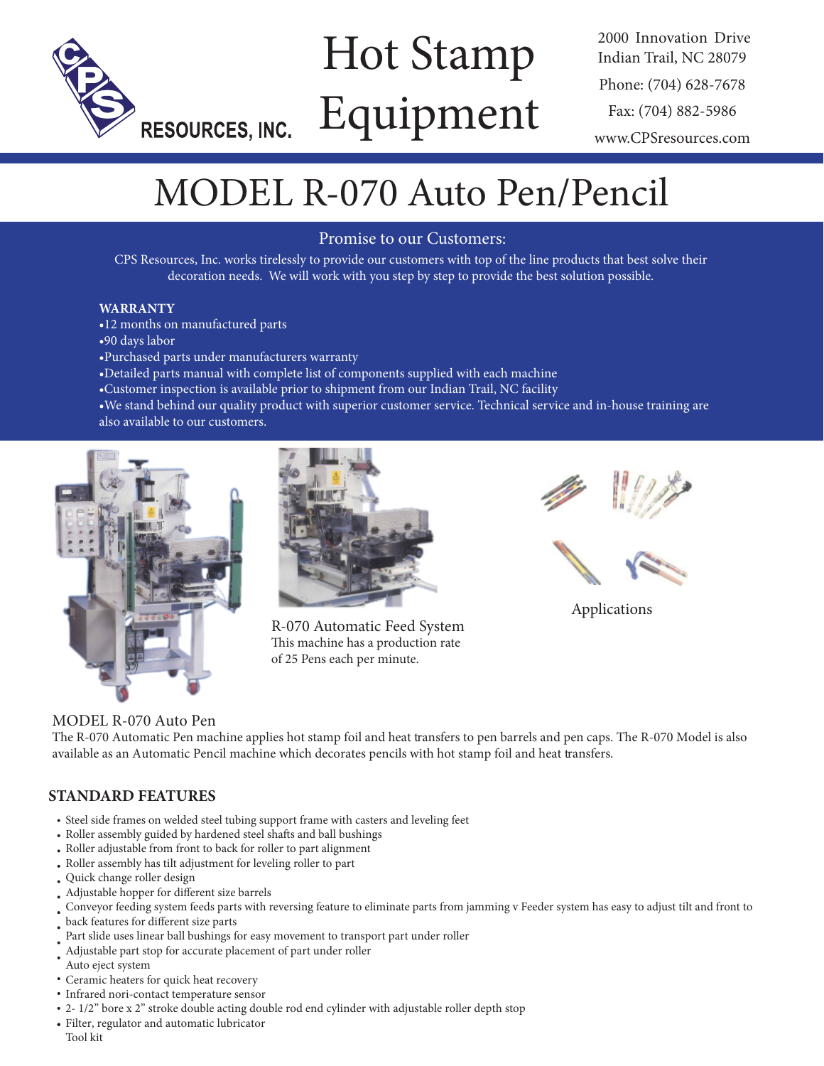CPS RESOURCES, INC.

# Hot Stamp Equipment

2000 Innovation Drive
Indian Trail, NC 28079
Phone: (704) 628-7678
Fax: (704) 882-5986
www.CPSresources.com

# MODEL R-070 Auto Pen/Pencil

## Promise to our Customers:

CPS Resources, Inc. works tirelessly to provide our customers with top of the line products that best solve their decoration needs. We will work with you step by step to provide the best solution possible.

**WARRANTY**

- 12 months on manufactured parts
- 90 days labor
- Purchased parts under manufacturers warranty
- Detailed parts manual with complete list of components supplied with each machine
- Customer inspection is available prior to shipment from our Indian Trail, NC facility
- We stand behind our quality product with superior customer service. Technical service and in-house training are also available to our customers.

R-070 Automatic Feed System
This machine has a production rate of 25 Pens each per minute.

Applications

MODEL R-070 Auto Pen
The R-070 Automatic Pen machine applies hot stamp foil and heat transfers to pen barrels and pen caps. The R-070 Model is also available as an Automatic Pencil machine which decorates pencils with hot stamp foil and heat transfers.

## STANDARD FEATURES

- Steel side frames on welded steel tubing support frame with casters and leveling feet
- Roller assembly guided by hardened steel shafts and ball bushings
- Roller adjustable from front to back for roller to part alignment
- Roller assembly has tilt adjustment for leveling roller to part
- Quick change roller design
- Adjustable hopper for different size barrels
- Conveyor feeding system feeds parts with reversing feature to eliminate parts from jamming v Feeder system has easy to adjust tilt and front to back features for different size parts
- Part slide uses linear ball bushings for easy movement to transport part under roller
- Adjustable part stop for accurate placement of part under roller
- Auto eject system
- Ceramic heaters for quick heat recovery
- Infrared nori-contact temperature sensor
- 2- 1/2" bore x 2" stroke double acting double rod end cylinder with adjustable roller depth stop
- Filter, regulator and automatic lubricator
- Tool kit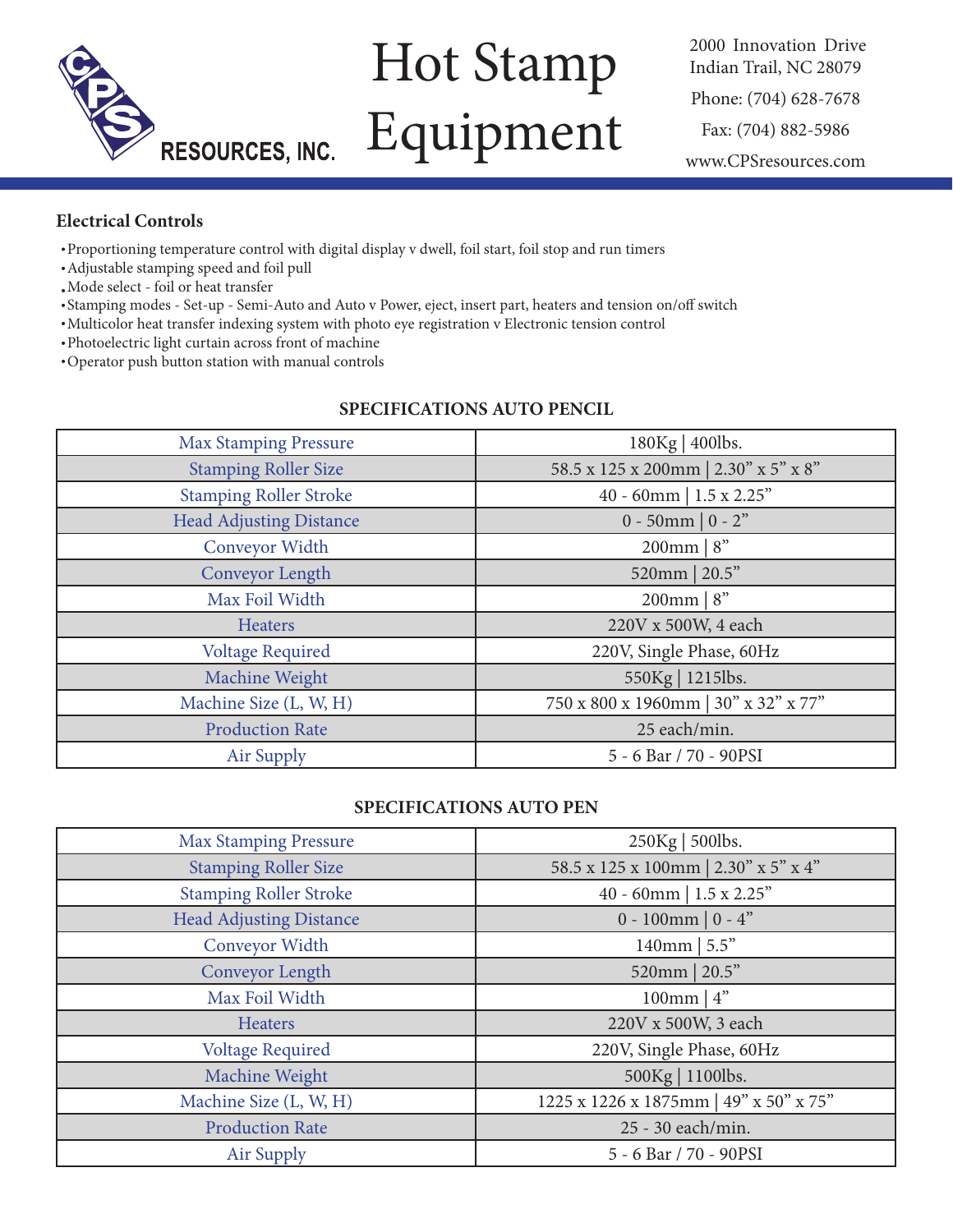# Hot Stamp Equipment

**CPS RESOURCES, INC.**

2000 Innovation Drive
Indian Trail, NC 28079

Phone: (704) 628-7678

Fax: (704) 882-5986

www.CPSresources.com

### Electrical Controls

- Proportioning temperature control with digital display v dwell, foil start, foil stop and run timers
- Adjustable stamping speed and foil pull
- Mode select - foil or heat transfer
- Stamping modes - Set-up - Semi-Auto and Auto v Power, eject, insert part, heaters and tension on/off switch
- Multicolor heat transfer indexing system with photo eye registration v Electronic tension control
- Photoelectric light curtain across front of machine
- Operator push button station with manual controls

### SPECIFICATIONS AUTO PENCIL

| | |
|---|---|
| Max Stamping Pressure | 180Kg \| 400lbs. |
| Stamping Roller Size | 58.5 x 125 x 200mm \| 2.30" x 5" x 8" |
| Stamping Roller Stroke | 40 - 60mm \| 1.5 x 2.25" |
| Head Adjusting Distance | 0 - 50mm \| 0 - 2" |
| Conveyor Width | 200mm \| 8" |
| Conveyor Length | 520mm \| 20.5" |
| Max Foil Width | 200mm \| 8" |
| Heaters | 220V x 500W, 4 each |
| Voltage Required | 220V, Single Phase, 60Hz |
| Machine Weight | 550Kg \| 1215lbs. |
| Machine Size (L, W, H) | 750 x 800 x 1960mm \| 30" x 32" x 77" |
| Production Rate | 25 each/min. |
| Air Supply | 5 - 6 Bar / 70 - 90PSI |

### SPECIFICATIONS AUTO PEN

| | |
|---|---|
| Max Stamping Pressure | 250Kg \| 500lbs. |
| Stamping Roller Size | 58.5 x 125 x 100mm \| 2.30" x 5" x 4" |
| Stamping Roller Stroke | 40 - 60mm \| 1.5 x 2.25" |
| Head Adjusting Distance | 0 - 100mm \| 0 - 4" |
| Conveyor Width | 140mm \| 5.5" |
| Conveyor Length | 520mm \| 20.5" |
| Max Foil Width | 100mm \| 4" |
| Heaters | 220V x 500W, 3 each |
| Voltage Required | 220V, Single Phase, 60Hz |
| Machine Weight | 500Kg \| 1100lbs. |
| Machine Size (L, W, H) | 1225 x 1226 x 1875mm \| 49" x 50" x 75" |
| Production Rate | 25 - 30 each/min. |
| Air Supply | 5 - 6 Bar / 70 - 90PSI |